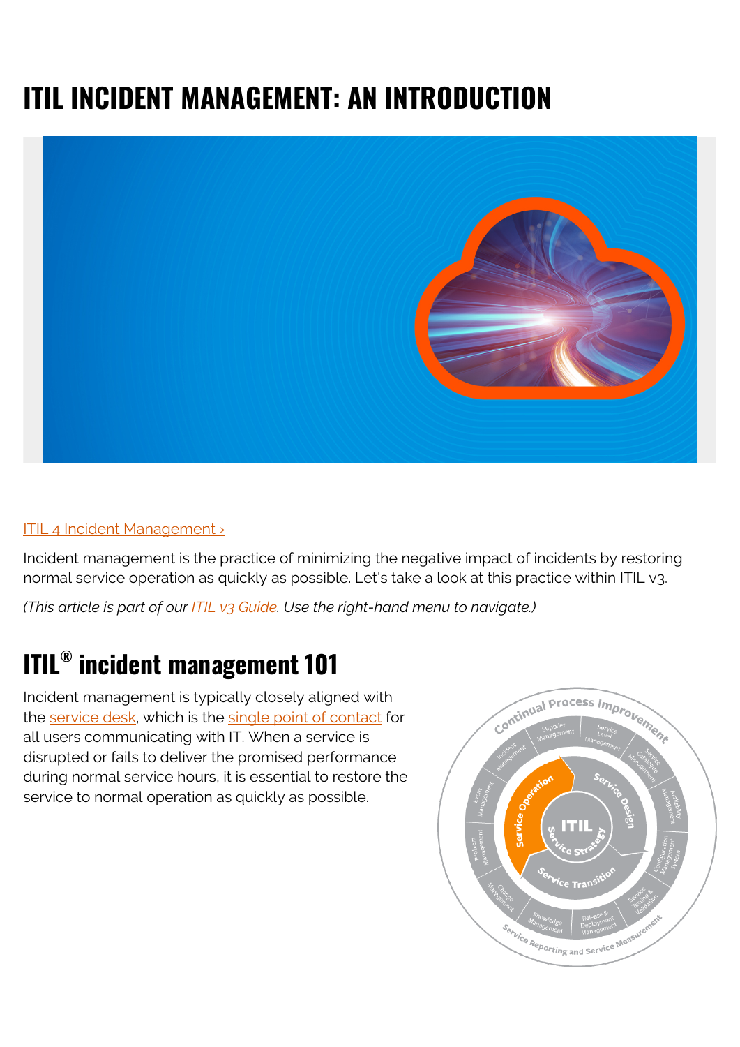# ITIL INCIDENT MANAGEMENT: AN INTRODUCTION

ITIL 4 Incident Management ›

Incident management is the practice of minimizing the negative impact of incidents by restoring normal service operation as quickly as possible. Let's take a look at this practice within ITIL v3.

*(This article is part of our ITIL v3 Guide. Use the right-hand menu to navigate.)*

## ITIL® incident management 101

Incident management is typically closely aligned with the service desk, which is the single point of contact for all users communicating with IT. When a service is disrupted or fails to deliver the promised performance during normal service hours, it is essential to restore the service to normal operation as quickly as possible.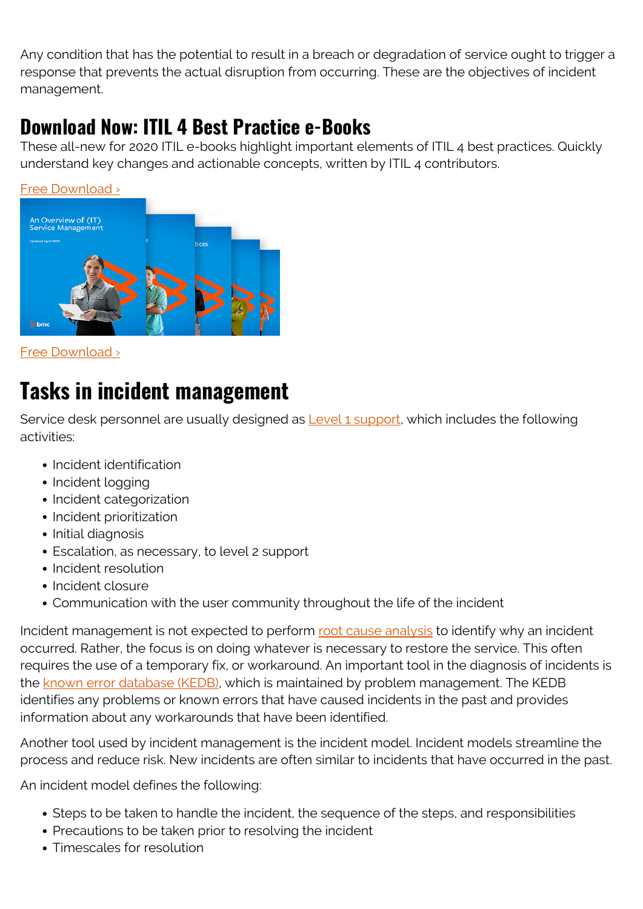Any condition that has the potential to result in a breach or degradation of service ought to trigger a response that prevents the actual disruption from occurring. These are the objectives of incident management.

## Download Now: ITIL 4 Best Practice e-Books

These all-new for 2020 ITIL e-books highlight important elements of ITIL 4 best practices. Quickly understand key changes and actionable concepts, written by ITIL 4 contributors.

Free Download ›

Free Download ›

# Tasks in incident management

Service desk personnel are usually designed as Level 1 support, which includes the following activities:

- Incident identification
- Incident logging
- Incident categorization
- Incident prioritization
- Initial diagnosis
- Escalation, as necessary, to level 2 support
- Incident resolution
- Incident closure
- Communication with the user community throughout the life of the incident

Incident management is not expected to perform root cause analysis to identify why an incident occurred. Rather, the focus is on doing whatever is necessary to restore the service. This often requires the use of a temporary fix, or workaround. An important tool in the diagnosis of incidents is the known error database (KEDB), which is maintained by problem management. The KEDB identifies any problems or known errors that have caused incidents in the past and provides information about any workarounds that have been identified.

Another tool used by incident management is the incident model. Incident models streamline the process and reduce risk. New incidents are often similar to incidents that have occurred in the past.

An incident model defines the following:

- Steps to be taken to handle the incident, the sequence of the steps, and responsibilities
- Precautions to be taken prior to resolving the incident
- Timescales for resolution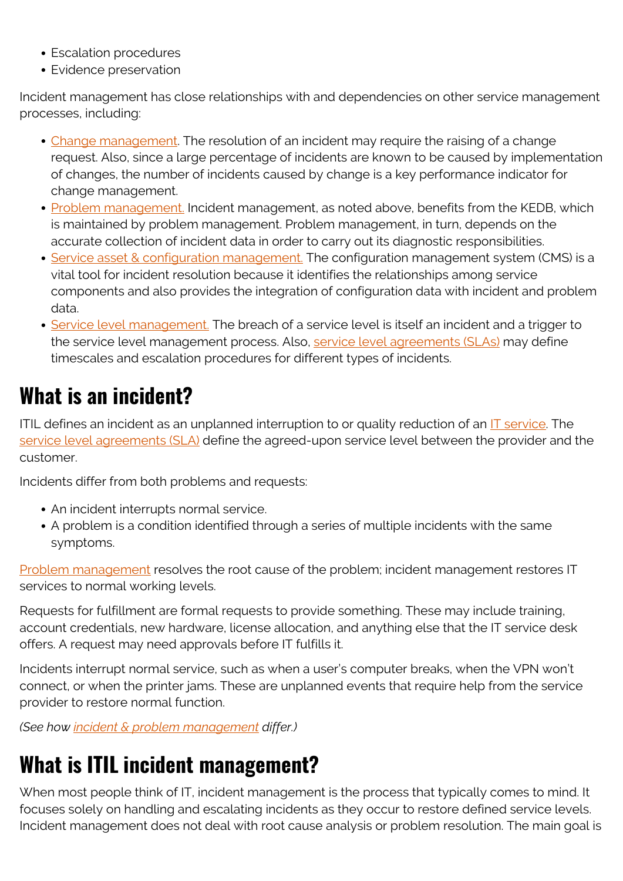- Escalation procedures
- Evidence preservation

Incident management has close relationships with and dependencies on other service management processes, including:

- Change management. The resolution of an incident may require the raising of a change request. Also, since a large percentage of incidents are known to be caused by implementation of changes, the number of incidents caused by change is a key performance indicator for change management.
- Problem management. Incident management, as noted above, benefits from the KEDB, which is maintained by problem management. Problem management, in turn, depends on the accurate collection of incident data in order to carry out its diagnostic responsibilities.
- Service asset & configuration management. The configuration management system (CMS) is a vital tool for incident resolution because it identifies the relationships among service components and also provides the integration of configuration data with incident and problem data.
- Service level management. The breach of a service level is itself an incident and a trigger to the service level management process. Also, service level agreements (SLAs) may define timescales and escalation procedures for different types of incidents.

## What is an incident?

ITIL defines an incident as an unplanned interruption to or quality reduction of an IT service. The service level agreements (SLA) define the agreed-upon service level between the provider and the customer.

Incidents differ from both problems and requests:

- An incident interrupts normal service.
- A problem is a condition identified through a series of multiple incidents with the same symptoms.

Problem management resolves the root cause of the problem; incident management restores IT services to normal working levels.

Requests for fulfillment are formal requests to provide something. These may include training, account credentials, new hardware, license allocation, and anything else that the IT service desk offers. A request may need approvals before IT fulfills it.

Incidents interrupt normal service, such as when a user's computer breaks, when the VPN won't connect, or when the printer jams. These are unplanned events that require help from the service provider to restore normal function.

*(See how incident & problem management differ.)*

## What is ITIL incident management?

When most people think of IT, incident management is the process that typically comes to mind. It focuses solely on handling and escalating incidents as they occur to restore defined service levels. Incident management does not deal with root cause analysis or problem resolution. The main goal is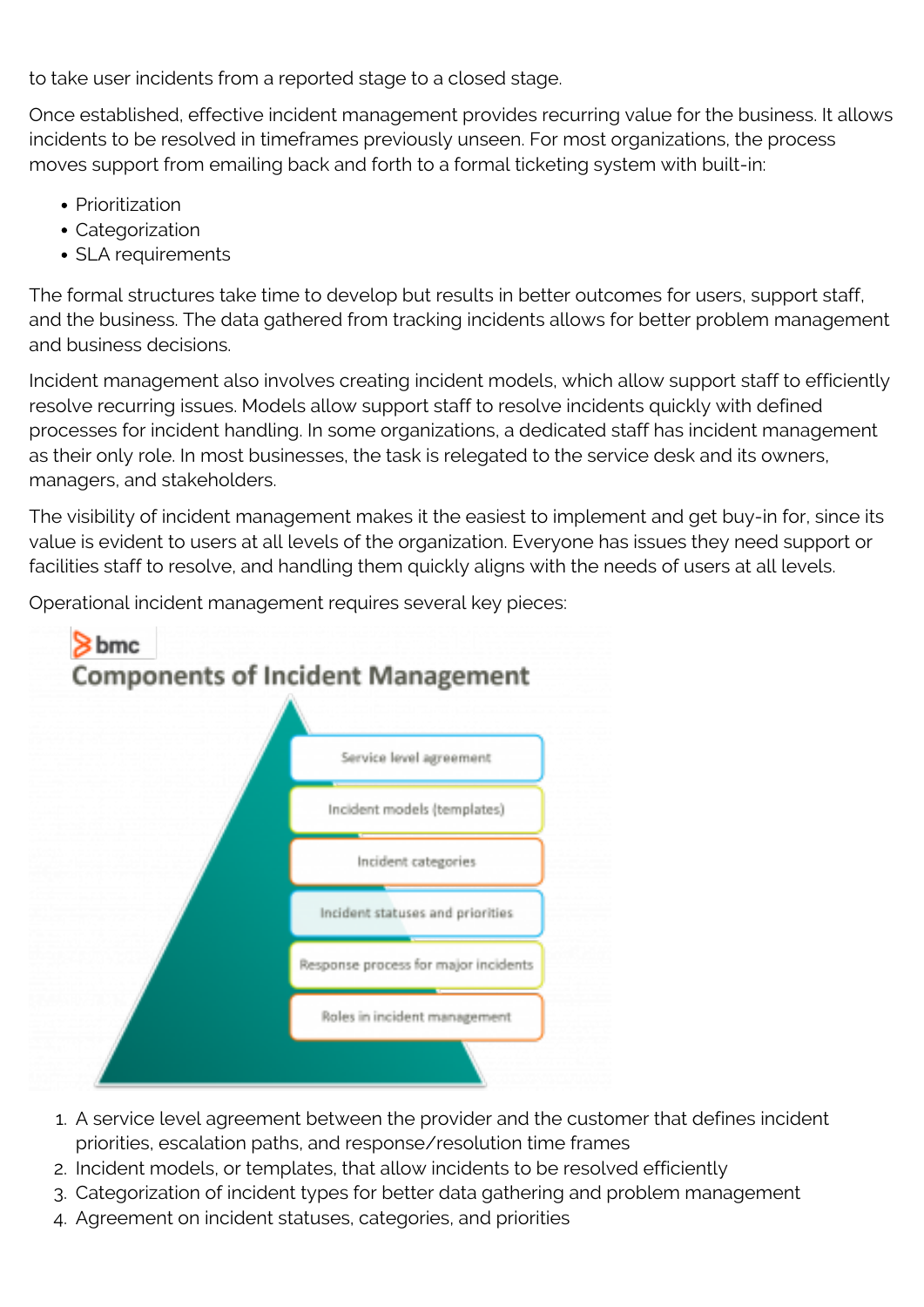to take user incidents from a reported stage to a closed stage.

Once established, effective incident management provides recurring value for the business. It allows incidents to be resolved in timeframes previously unseen. For most organizations, the process moves support from emailing back and forth to a formal ticketing system with built-in:

- Prioritization
- Categorization
- SLA requirements

The formal structures take time to develop but results in better outcomes for users, support staff, and the business. The data gathered from tracking incidents allows for better problem management and business decisions.

Incident management also involves creating incident models, which allow support staff to efficiently resolve recurring issues. Models allow support staff to resolve incidents quickly with defined processes for incident handling. In some organizations, a dedicated staff has incident management as their only role. In most businesses, the task is relegated to the service desk and its owners, managers, and stakeholders.

The visibility of incident management makes it the easiest to implement and get buy-in for, since its value is evident to users at all levels of the organization. Everyone has issues they need support or facilities staff to resolve, and handling them quickly aligns with the needs of users at all levels.

Operational incident management requires several key pieces:

**Components of Incident Management**

- Service level agreement
- Incident models (templates)
- Incident categories
- Incident statuses and priorities
- Response process for major incidents
- Roles in incident management

1. A service level agreement between the provider and the customer that defines incident priorities, escalation paths, and response/resolution time frames
2. Incident models, or templates, that allow incidents to be resolved efficiently
3. Categorization of incident types for better data gathering and problem management
4. Agreement on incident statuses, categories, and priorities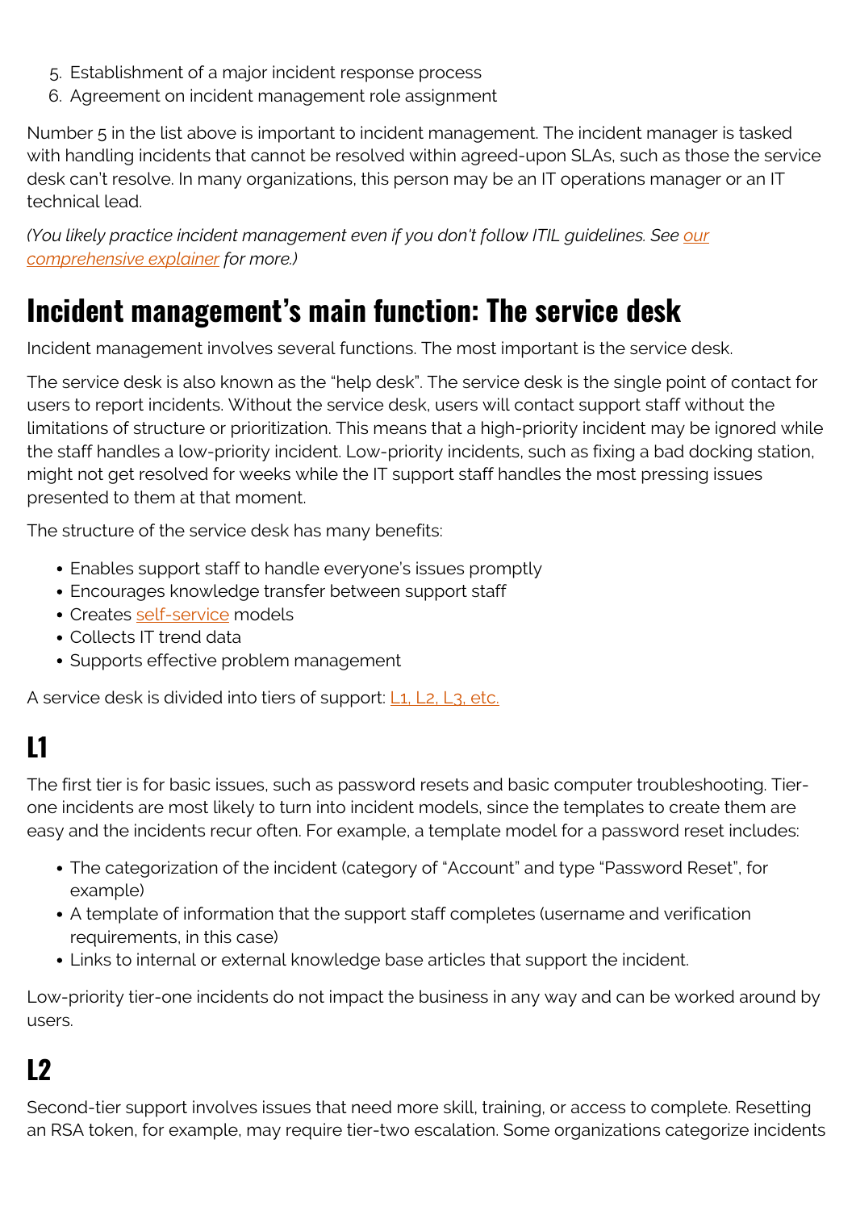5. Establishment of a major incident response process
6. Agreement on incident management role assignment

Number 5 in the list above is important to incident management. The incident manager is tasked with handling incidents that cannot be resolved within agreed-upon SLAs, such as those the service desk can't resolve. In many organizations, this person may be an IT operations manager or an IT technical lead.

*(You likely practice incident management even if you don't follow ITIL guidelines. See [our comprehensive explainer]() for more.)*

## Incident management's main function: The service desk

Incident management involves several functions. The most important is the service desk.

The service desk is also known as the "help desk". The service desk is the single point of contact for users to report incidents. Without the service desk, users will contact support staff without the limitations of structure or prioritization. This means that a high-priority incident may be ignored while the staff handles a low-priority incident. Low-priority incidents, such as fixing a bad docking station, might not get resolved for weeks while the IT support staff handles the most pressing issues presented to them at that moment.

The structure of the service desk has many benefits:

- Enables support staff to handle everyone's issues promptly
- Encourages knowledge transfer between support staff
- Creates [self-service]() models
- Collects IT trend data
- Supports effective problem management

A service desk is divided into tiers of support: [L1, L2, L3, etc.]()

### L1

The first tier is for basic issues, such as password resets and basic computer troubleshooting. Tier-one incidents are most likely to turn into incident models, since the templates to create them are easy and the incidents recur often. For example, a template model for a password reset includes:

- The categorization of the incident (category of "Account" and type "Password Reset", for example)
- A template of information that the support staff completes (username and verification requirements, in this case)
- Links to internal or external knowledge base articles that support the incident.

Low-priority tier-one incidents do not impact the business in any way and can be worked around by users.

### L2

Second-tier support involves issues that need more skill, training, or access to complete. Resetting an RSA token, for example, may require tier-two escalation. Some organizations categorize incidents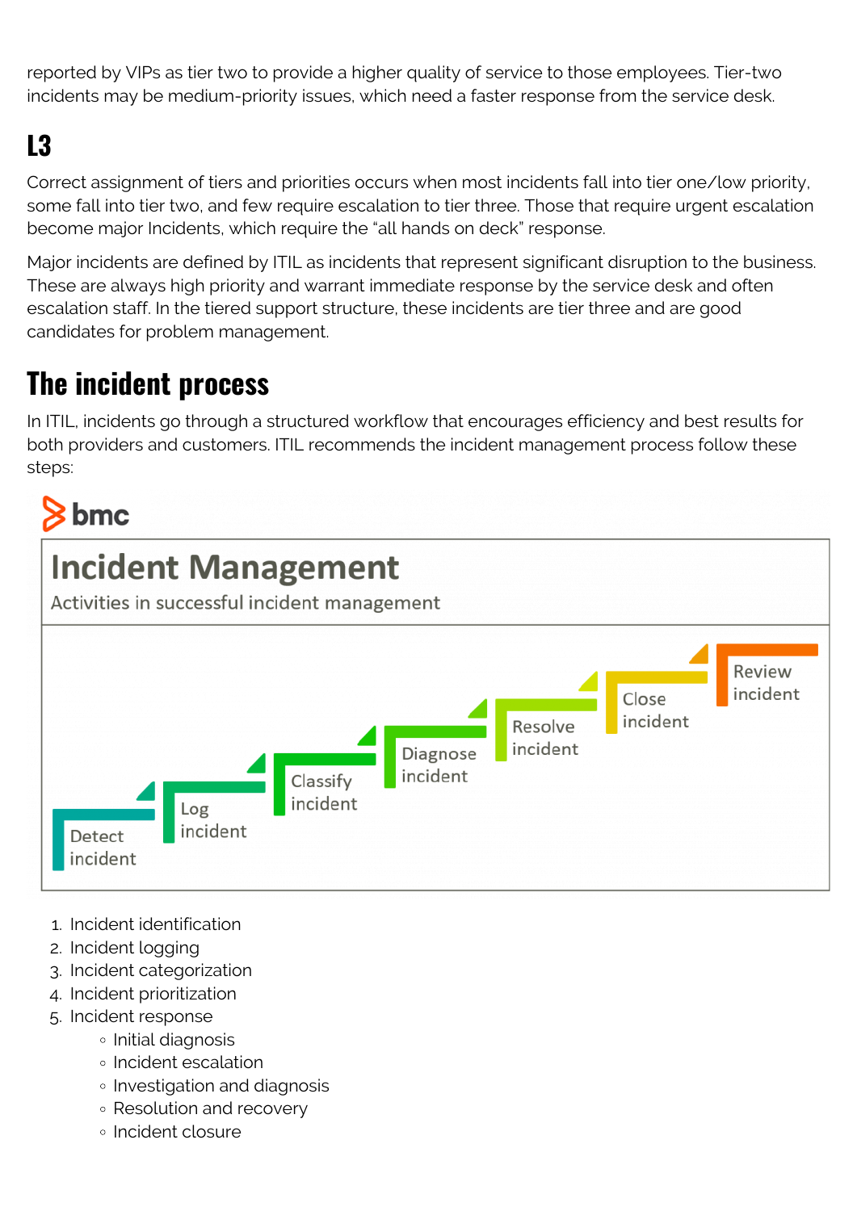reported by VIPs as tier two to provide a higher quality of service to those employees. Tier-two incidents may be medium-priority issues, which need a faster response from the service desk.

## L3

Correct assignment of tiers and priorities occurs when most incidents fall into tier one/low priority, some fall into tier two, and few require escalation to tier three. Those that require urgent escalation become major Incidents, which require the "all hands on deck" response.

Major incidents are defined by ITIL as incidents that represent significant disruption to the business. These are always high priority and warrant immediate response by the service desk and often escalation staff. In the tiered support structure, these incidents are tier three and are good candidates for problem management.

# The incident process

In ITIL, incidents go through a structured workflow that encourages efficiency and best results for both providers and customers. ITIL recommends the incident management process follow these steps:

bmc

**Incident Management**

Activities in successful incident management

Detect incident → Log incident → Classify incident → Diagnose incident → Resolve incident → Close incident → Review incident

1. Incident identification
2. Incident logging
3. Incident categorization
4. Incident prioritization
5. Incident response
    - Initial diagnosis
    - Incident escalation
    - Investigation and diagnosis
    - Resolution and recovery
    - Incident closure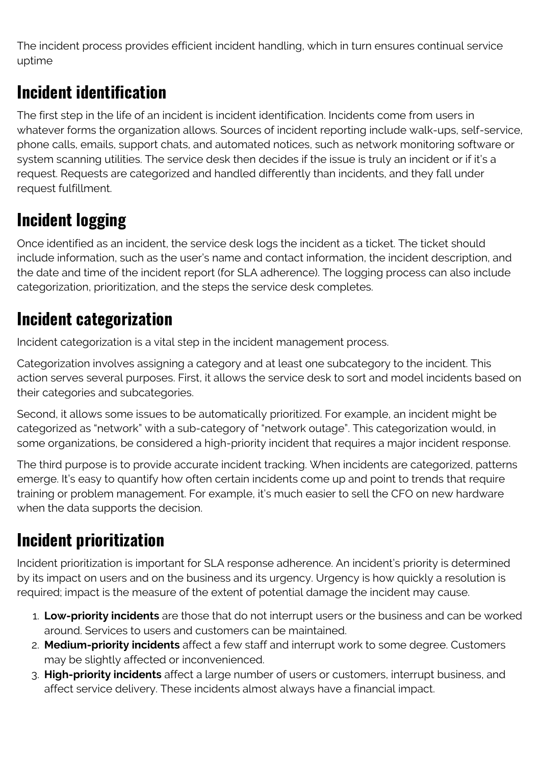The incident process provides efficient incident handling, which in turn ensures continual service uptime

## Incident identification

The first step in the life of an incident is incident identification. Incidents come from users in whatever forms the organization allows. Sources of incident reporting include walk-ups, self-service, phone calls, emails, support chats, and automated notices, such as network monitoring software or system scanning utilities. The service desk then decides if the issue is truly an incident or if it's a request. Requests are categorized and handled differently than incidents, and they fall under request fulfillment.

## Incident logging

Once identified as an incident, the service desk logs the incident as a ticket. The ticket should include information, such as the user's name and contact information, the incident description, and the date and time of the incident report (for SLA adherence). The logging process can also include categorization, prioritization, and the steps the service desk completes.

## Incident categorization

Incident categorization is a vital step in the incident management process.

Categorization involves assigning a category and at least one subcategory to the incident. This action serves several purposes. First, it allows the service desk to sort and model incidents based on their categories and subcategories.

Second, it allows some issues to be automatically prioritized. For example, an incident might be categorized as "network" with a sub-category of "network outage". This categorization would, in some organizations, be considered a high-priority incident that requires a major incident response.

The third purpose is to provide accurate incident tracking. When incidents are categorized, patterns emerge. It's easy to quantify how often certain incidents come up and point to trends that require training or problem management. For example, it's much easier to sell the CFO on new hardware when the data supports the decision.

## Incident prioritization

Incident prioritization is important for SLA response adherence. An incident's priority is determined by its impact on users and on the business and its urgency. Urgency is how quickly a resolution is required; impact is the measure of the extent of potential damage the incident may cause.

1. **Low-priority incidents** are those that do not interrupt users or the business and can be worked around. Services to users and customers can be maintained.
2. **Medium-priority incidents** affect a few staff and interrupt work to some degree. Customers may be slightly affected or inconvenienced.
3. **High-priority incidents** affect a large number of users or customers, interrupt business, and affect service delivery. These incidents almost always have a financial impact.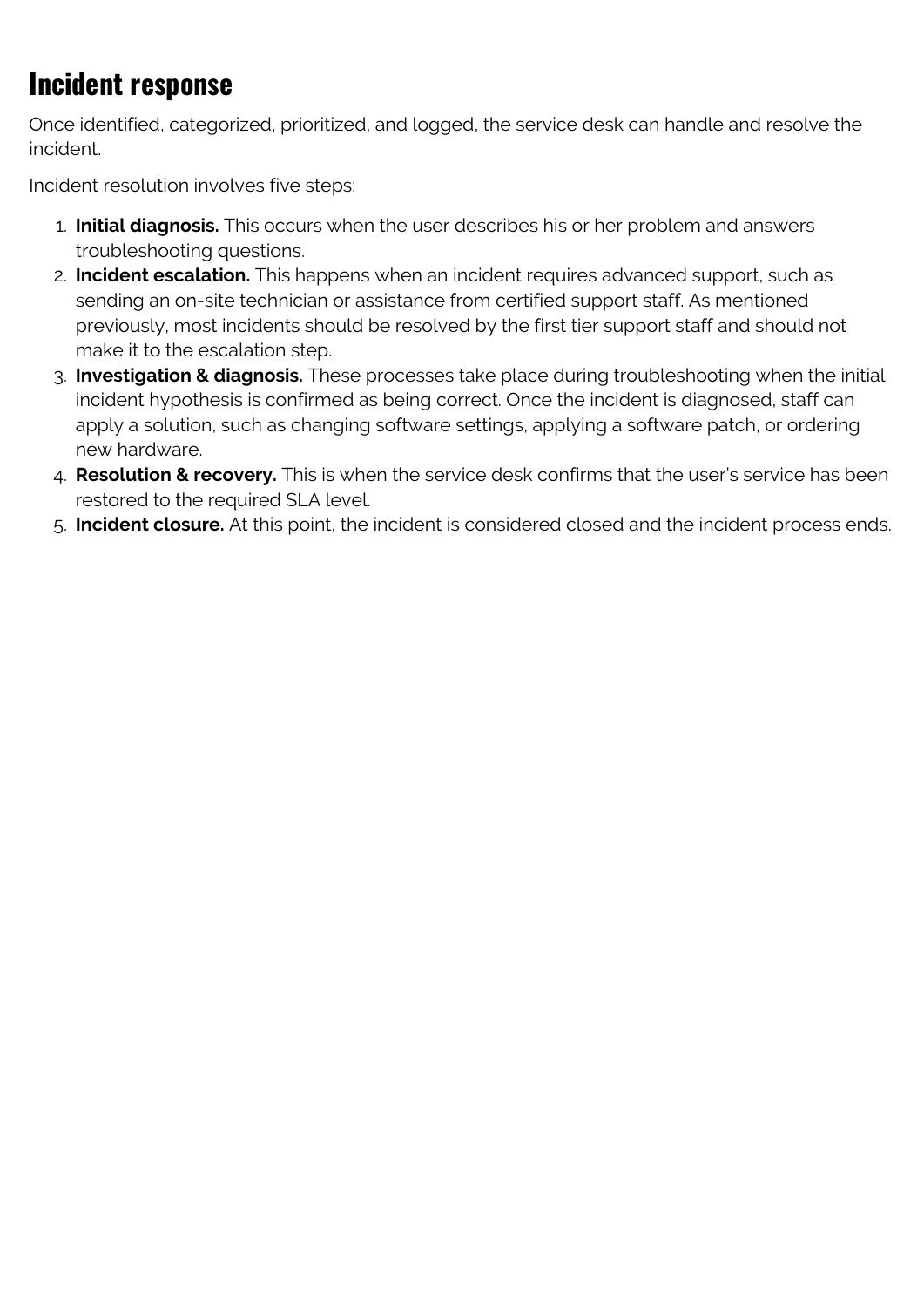## Incident response

Once identified, categorized, prioritized, and logged, the service desk can handle and resolve the incident.

Incident resolution involves five steps:

1. **Initial diagnosis.** This occurs when the user describes his or her problem and answers troubleshooting questions.
2. **Incident escalation.** This happens when an incident requires advanced support, such as sending an on-site technician or assistance from certified support staff. As mentioned previously, most incidents should be resolved by the first tier support staff and should not make it to the escalation step.
3. **Investigation & diagnosis.** These processes take place during troubleshooting when the initial incident hypothesis is confirmed as being correct. Once the incident is diagnosed, staff can apply a solution, such as changing software settings, applying a software patch, or ordering new hardware.
4. **Resolution & recovery.** This is when the service desk confirms that the user's service has been restored to the required SLA level.
5. **Incident closure.** At this point, the incident is considered closed and the incident process ends.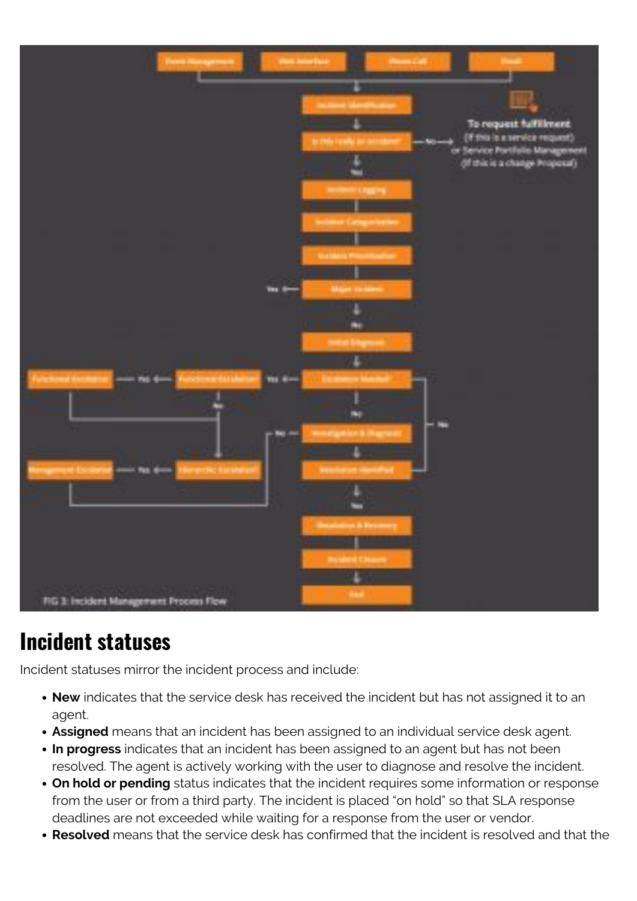FIG 3: Incident Management Process Flow

## Incident statuses

Incident statuses mirror the incident process and include:

- **New** indicates that the service desk has received the incident but has not assigned it to an agent.
- **Assigned** means that an incident has been assigned to an individual service desk agent.
- **In progress** indicates that an incident has been assigned to an agent but has not been resolved. The agent is actively working with the user to diagnose and resolve the incident.
- **On hold or pending** status indicates that the incident requires some information or response from the user or from a third party. The incident is placed "on hold" so that SLA response deadlines are not exceeded while waiting for a response from the user or vendor.
- **Resolved** means that the service desk has confirmed that the incident is resolved and that the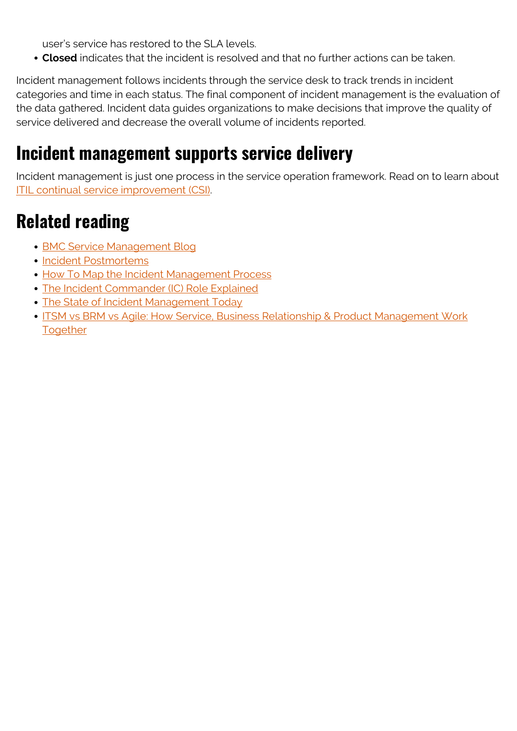user's service has restored to the SLA levels.

- **Closed** indicates that the incident is resolved and that no further actions can be taken.

Incident management follows incidents through the service desk to track trends in incident categories and time in each status. The final component of incident management is the evaluation of the data gathered. Incident data guides organizations to make decisions that improve the quality of service delivered and decrease the overall volume of incidents reported.

## Incident management supports service delivery

Incident management is just one process in the service operation framework. Read on to learn about ITIL continual service improvement (CSI).

## Related reading

- BMC Service Management Blog
- Incident Postmortems
- How To Map the Incident Management Process
- The Incident Commander (IC) Role Explained
- The State of Incident Management Today
- ITSM vs BRM vs Agile: How Service, Business Relationship & Product Management Work Together